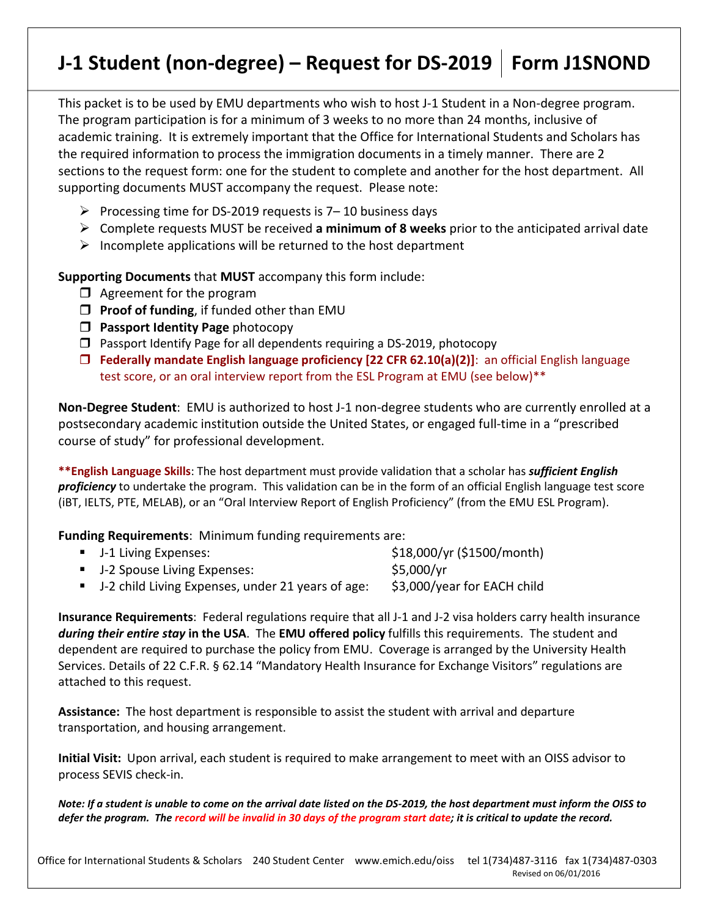# J-1 Student (non-degree) – Request for DS-2019 | Form J1SNOND

This packet is to be used by EMU departments who wish to host J-1 Student in a Non-degree program. The program participation is for a minimum of 3 weeks to no more than 24 months, inclusive of academic training. It is extremely important that the Office for International Students and Scholars has the required information to process the immigration documents in a timely manner. There are 2 sections to the request form: one for the student to complete and another for the host department. All supporting documents MUST accompany the request. Please note:

- Processing time for DS-2019 requests is 7– 10 business days
- Complete requests MUST be received **a minimum of 8 weeks** prior to the anticipated arrival date
- Incomplete applications will be returned to the host department

**Supporting Documents** that **MUST** accompany this form include:

- ☐ Agreement for the program
- ☐ **Proof of funding**, if funded other than EMU
- ☐ **Passport Identity Page** photocopy
- ☐ Passport Identify Page for all dependents requiring a DS-2019, photocopy
- ☐ **Federally mandate English language proficiency [22 CFR 62.10(a)(2)]**: an official English language test score, or an oral interview report from the ESL Program at EMU (see below)**

**Non-Degree Student**: EMU is authorized to host J-1 non-degree students who are currently enrolled at a postsecondary academic institution outside the United States, or engaged full-time in a "prescribed course of study" for professional development.

****English Language Skills**: The host department must provide validation that a scholar has ***sufficient English proficiency*** to undertake the program. This validation can be in the form of an official English language test score (iBT, IELTS, PTE, MELAB), or an "Oral Interview Report of English Proficiency" (from the EMU ESL Program).

**Funding Requirements**: Minimum funding requirements are:

- J-1 Living Expenses: $18,000/yr ($1500/month)
- J-2 Spouse Living Expenses: $5,000/yr
- J-2 child Living Expenses, under 21 years of age: $3,000/year for EACH child

**Insurance Requirements**: Federal regulations require that all J-1 and J-2 visa holders carry health insurance ***during their entire stay* in the USA**. The **EMU offered policy** fulfills this requirements. The student and dependent are required to purchase the policy from EMU. Coverage is arranged by the University Health Services. Details of 22 C.F.R. § 62.14 "Mandatory Health Insurance for Exchange Visitors" regulations are attached to this request.

**Assistance:** The host department is responsible to assist the student with arrival and departure transportation, and housing arrangement.

**Initial Visit:** Upon arrival, each student is required to make arrangement to meet with an OISS advisor to process SEVIS check-in.

***Note: If a student is unable to come on the arrival date listed on the DS-2019, the host department must inform the OISS to defer the program. The record will be invalid in 30 days of the program start date; it is critical to update the record.***

Office for International Students & Scholars 240 Student Center www.emich.edu/oiss tel 1(734)487-3116 fax 1(734)487-0303

Revised on 06/01/2016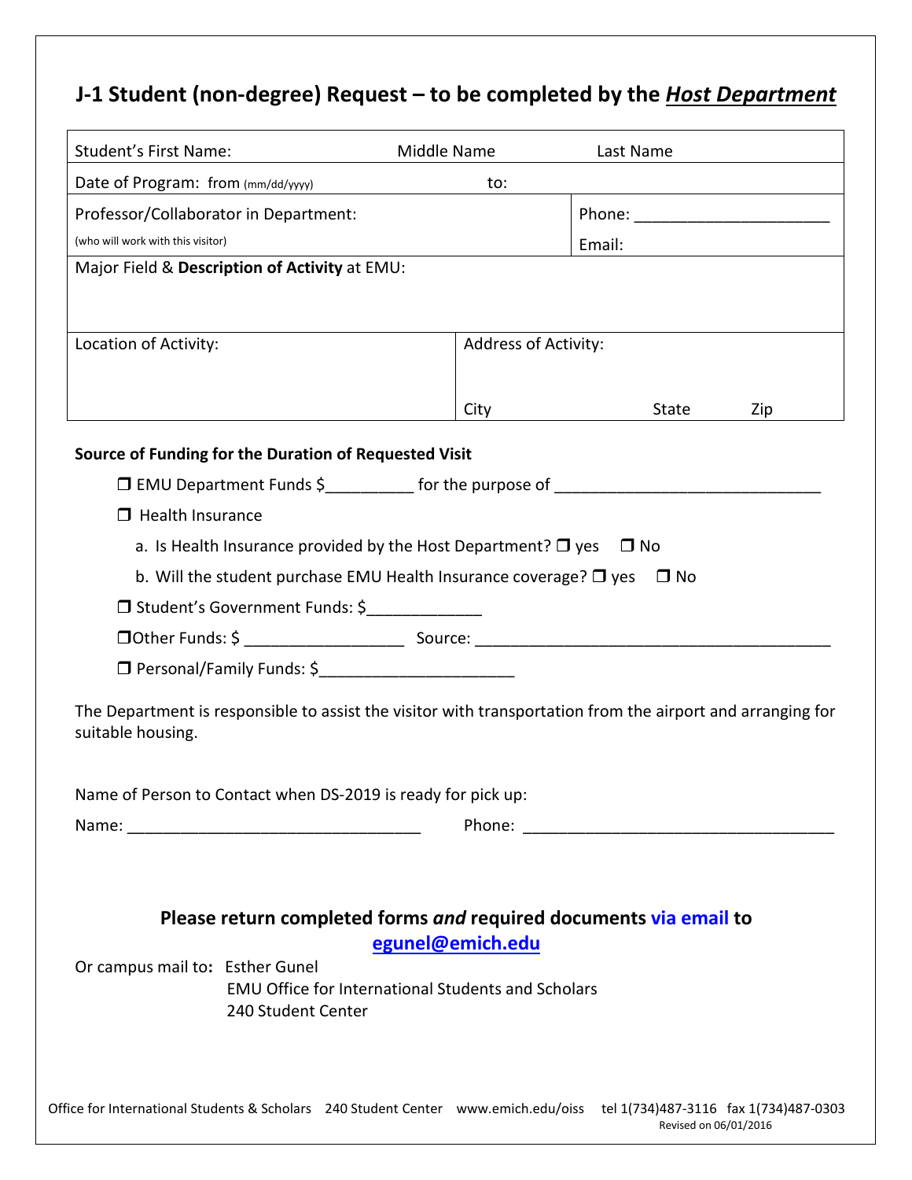# J-1 Student (non-degree) Request – to be completed by the ***Host Department***

| Student's First Name: | Middle Name | Last Name |
|---|---|---|
| Date of Program: from (mm/dd/yyyy) | to: | |
| Professor/Collaborator in Department: (who will work with this visitor) | | Phone: ____________________ Email: |
| Major Field & **Description of Activity** at EMU: | | |
| Location of Activity: | Address of Activity: City State Zip | |

**Source of Funding for the Duration of Requested Visit**

- ❐ EMU Department Funds $_________ for the purpose of ____________________________
- ❐ Health Insurance
  - a. Is Health Insurance provided by the Host Department? ❐ yes ❐ No
  - b. Will the student purchase EMU Health Insurance coverage? ❐ yes ❐ No
- ❐ Student's Government Funds: $____________
- ❐ Other Funds: $ _________________ Source: ______________________________________
- ❐ Personal/Family Funds: $_____________________

The Department is responsible to assist the visitor with transportation from the airport and arranging for suitable housing.

Name of Person to Contact when DS-2019 is ready for pick up:

Name: _______________________________ Phone: __________________________________

**Please return completed forms *and* required documents via email to**
**egunel@emich.edu**

Or campus mail to**:** Esther Gunel
EMU Office for International Students and Scholars
240 Student Center

Office for International Students & Scholars 240 Student Center www.emich.edu/oiss tel 1(734)487-3116 fax 1(734)487-0303
Revised on 06/01/2016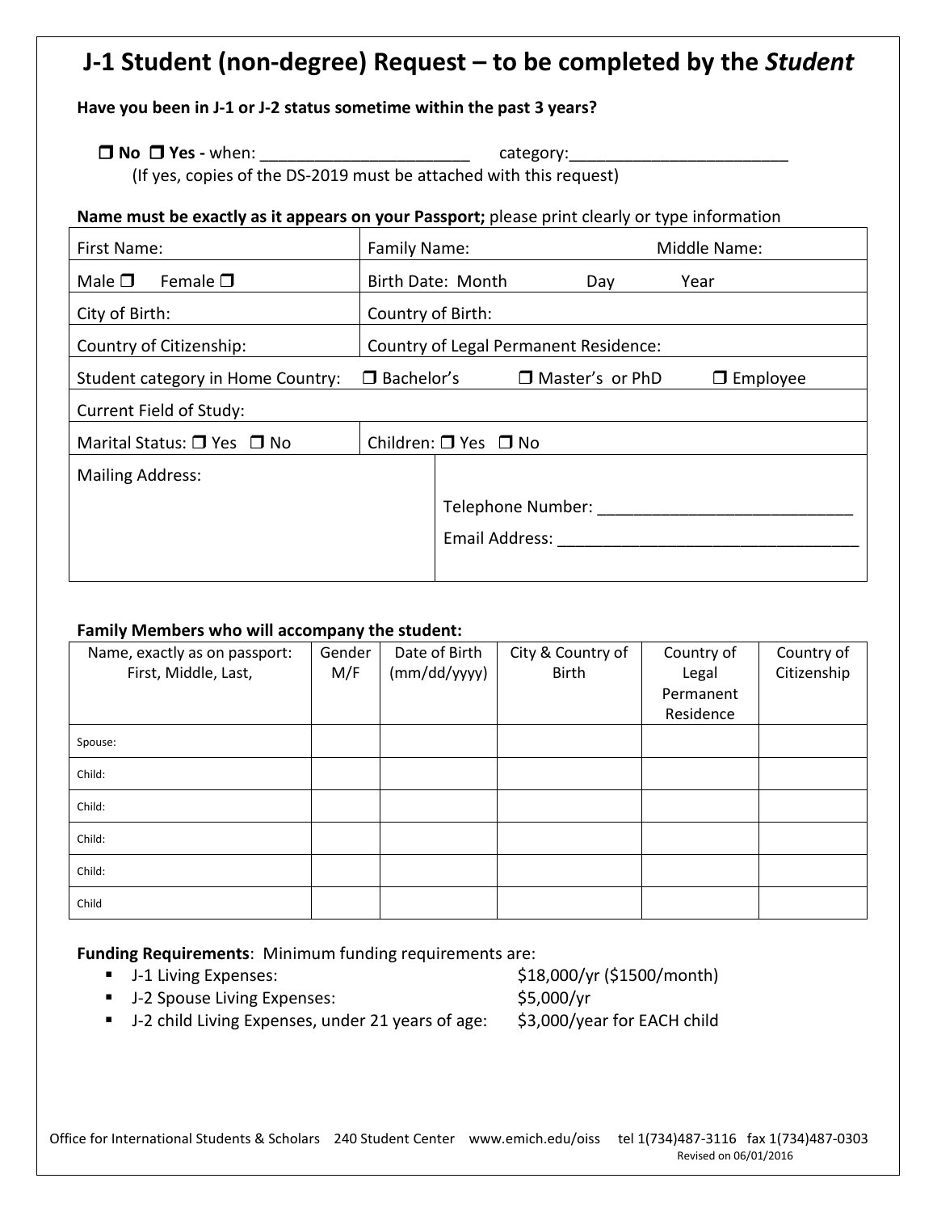# J-1 Student (non-degree) Request – to be completed by the *Student*

**Have you been in J-1 or J-2 status sometime within the past 3 years?**

❒ **No** ❒ **Yes -** when: ________________________ category:_________________________

(If yes, copies of the DS-2019 must be attached with this request)

**Name must be exactly as it appears on your Passport;** please print clearly or type information

| | | |
|---|---|---|
| First Name: | Family Name: | Middle Name: |
| Male ❒ Female ❒ | Birth Date: Month Day Year | |
| City of Birth: | Country of Birth: | |
| Country of Citizenship: | Country of Legal Permanent Residence: | |
| Student category in Home Country: ❒ Bachelor's | ❒ Master's or PhD | ❒ Employee |
| Current Field of Study: | | |
| Marital Status: ❒ Yes ❒ No | Children: ❒ Yes ❒ No | |
| Mailing Address: | Telephone Number: ____________________________<br>Email Address: __________________________________ | |

**Family Members who will accompany the student:**

| Name, exactly as on passport: First, Middle, Last, | Gender M/F | Date of Birth (mm/dd/yyyy) | City & Country of Birth | Country of Legal Permanent Residence | Country of Citizenship |
|---|---|---|---|---|---|
| Spouse: | | | | | |
| Child: | | | | | |
| Child: | | | | | |
| Child: | | | | | |
| Child: | | | | | |
| Child | | | | | |

**Funding Requirements**: Minimum funding requirements are:

- J-1 Living Expenses: $18,000/yr ($1500/month)
- J-2 Spouse Living Expenses: $5,000/yr
- J-2 child Living Expenses, under 21 years of age: $3,000/year for EACH child

Office for International Students & Scholars 240 Student Center www.emich.edu/oiss tel 1(734)487-3116 fax 1(734)487-0303

Revised on 06/01/2016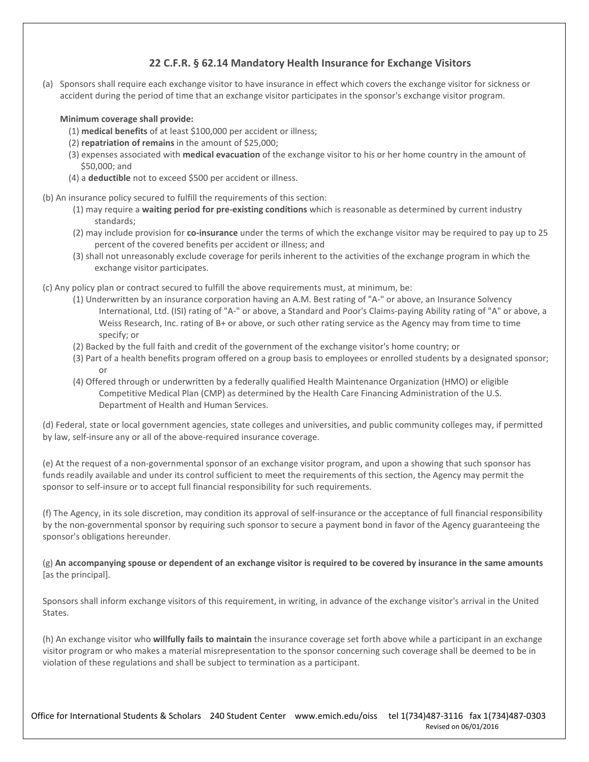## 22 C.F.R. § 62.14 Mandatory Health Insurance for Exchange Visitors

(a) Sponsors shall require each exchange visitor to have insurance in effect which covers the exchange visitor for sickness or accident during the period of time that an exchange visitor participates in the sponsor's exchange visitor program.

**Minimum coverage shall provide:**

(1) **medical benefits** of at least $100,000 per accident or illness;
(2) **repatriation of remains** in the amount of $25,000;
(3) expenses associated with **medical evacuation** of the exchange visitor to his or her home country in the amount of $50,000; and
(4) a **deductible** not to exceed $500 per accident or illness.

(b) An insurance policy secured to fulfill the requirements of this section:

(1) may require a **waiting period for pre-existing conditions** which is reasonable as determined by current industry standards;
(2) may include provision for **co-insurance** under the terms of which the exchange visitor may be required to pay up to 25 percent of the covered benefits per accident or illness; and
(3) shall not unreasonably exclude coverage for perils inherent to the activities of the exchange program in which the exchange visitor participates.

(c) Any policy plan or contract secured to fulfill the above requirements must, at minimum, be:

(1) Underwritten by an insurance corporation having an A.M. Best rating of "A-" or above, an Insurance Solvency International, Ltd. (ISI) rating of "A-" or above, a Standard and Poor's Claims-paying Ability rating of "A" or above, a Weiss Research, Inc. rating of B+ or above, or such other rating service as the Agency may from time to time specify; or
(2) Backed by the full faith and credit of the government of the exchange visitor's home country; or
(3) Part of a health benefits program offered on a group basis to employees or enrolled students by a designated sponsor; or
(4) Offered through or underwritten by a federally qualified Health Maintenance Organization (HMO) or eligible Competitive Medical Plan (CMP) as determined by the Health Care Financing Administration of the U.S. Department of Health and Human Services.

(d) Federal, state or local government agencies, state colleges and universities, and public community colleges may, if permitted by law, self-insure any or all of the above-required insurance coverage.

(e) At the request of a non-governmental sponsor of an exchange visitor program, and upon a showing that such sponsor has funds readily available and under its control sufficient to meet the requirements of this section, the Agency may permit the sponsor to self-insure or to accept full financial responsibility for such requirements.

(f) The Agency, in its sole discretion, may condition its approval of self-insurance or the acceptance of full financial responsibility by the non-governmental sponsor by requiring such sponsor to secure a payment bond in favor of the Agency guaranteeing the sponsor's obligations hereunder.

(g) **An accompanying spouse or dependent of an exchange visitor is required to be covered by insurance in the same amounts** [as the principal].

Sponsors shall inform exchange visitors of this requirement, in writing, in advance of the exchange visitor's arrival in the United States.

(h) An exchange visitor who **willfully fails to maintain** the insurance coverage set forth above while a participant in an exchange visitor program or who makes a material misrepresentation to the sponsor concerning such coverage shall be deemed to be in violation of these regulations and shall be subject to termination as a participant.

Office for International Students & Scholars 240 Student Center www.emich.edu/oiss tel 1(734)487-3116 fax 1(734)487-0303

Revised on 06/01/2016